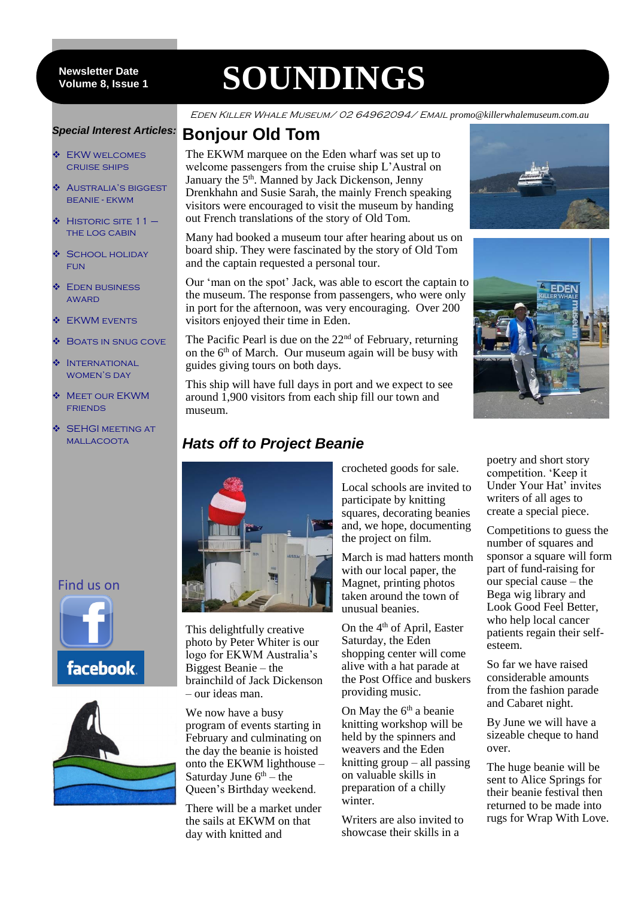Newsletter Date
Volume 8, Issue 1

# SOUNDINGS

EDEN KILLER WHALE MUSEUM / 02 64962094 / EMAIL promo@killerwhalemuseum.com.au

***Special Interest Articles:***

- EKW welcomes cruise ships
- Australia's Biggest Beanie - EKWM
- Historic Site 11 — The Log Cabin
- School Holiday Fun
- Eden Business Award
- EKWM Events
- Boats in Snug Cove
- International Women's Day
- Meet our EKWM Friends
- SEHGI Meeting at Mallacoota

Find us on facebook

## Bonjour Old Tom

The EKWM marquee on the Eden wharf was set up to welcome passengers from the cruise ship L'Austral on January the 5th. Manned by Jack Dickenson, Jenny Drenkhahn and Susie Sarah, the mainly French speaking visitors were encouraged to visit the museum by handing out French translations of the story of Old Tom.

Many had booked a museum tour after hearing about us on board ship. They were fascinated by the story of Old Tom and the captain requested a personal tour.

Our 'man on the spot' Jack, was able to escort the captain to the museum. The response from passengers, who were only in port for the afternoon, was very encouraging. Over 200 visitors enjoyed their time in Eden.

The Pacific Pearl is due on the 22nd of February, returning on the 6th of March. Our museum again will be busy with guides giving tours on both days.

This ship will have full days in port and we expect to see around 1,900 visitors from each ship fill our town and museum.

## *Hats off to Project Beanie*

This delightfully creative photo by Peter Whiter is our logo for EKWM Australia's Biggest Beanie – the brainchild of Jack Dickenson – our ideas man.

We now have a busy program of events starting in February and culminating on the day the beanie is hoisted onto the EKWM lighthouse – Saturday June 6th – the Queen's Birthday weekend.

There will be a market under the sails at EKWM on that day with knitted and crocheted goods for sale.

Local schools are invited to participate by knitting squares, decorating beanies and, we hope, documenting the project on film.

March is mad hatters month with our local paper, the Magnet, printing photos taken around the town of unusual beanies.

On the 4th of April, Easter Saturday, the Eden shopping center will come alive with a hat parade at the Post Office and buskers providing music.

On May the 6th a beanie knitting workshop will be held by the spinners and weavers and the Eden knitting group – all passing on valuable skills in preparation of a chilly winter.

Writers are also invited to showcase their skills in a poetry and short story competition. 'Keep it Under Your Hat' invites writers of all ages to create a special piece.

Competitions to guess the number of squares and sponsor a square will form part of fund-raising for our special cause – the Bega wig library and Look Good Feel Better, who help local cancer patients regain their self-esteem.

So far we have raised considerable amounts from the fashion parade and Cabaret night.

By June we will have a sizeable cheque to hand over.

The huge beanie will be sent to Alice Springs for their beanie festival then returned to be made into rugs for Wrap With Love.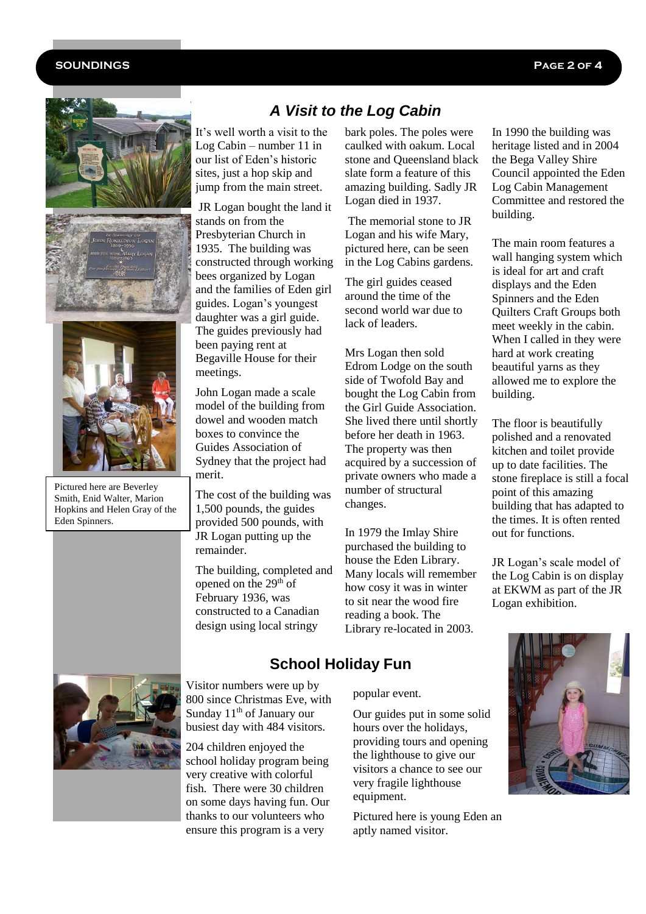## A Visit to the Log Cabin

It's well worth a visit to the Log Cabin – number 11 in our list of Eden's historic sites, just a hop skip and jump from the main street.

JR Logan bought the land it stands on from the Presbyterian Church in 1935. The building was constructed through working bees organized by Logan and the families of Eden girl guides. Logan's youngest daughter was a girl guide. The guides previously had been paying rent at Begaville House for their meetings.

John Logan made a scale model of the building from dowel and wooden match boxes to convince the Guides Association of Sydney that the project had merit.

The cost of the building was 1,500 pounds, the guides provided 500 pounds, with JR Logan putting up the remainder.

The building, completed and opened on the 29th of February 1936, was constructed to a Canadian design using local stringy bark poles. The poles were caulked with oakum. Local stone and Queensland black slate form a feature of this amazing building. Sadly JR Logan died in 1937.

The memorial stone to JR Logan and his wife Mary, pictured here, can be seen in the Log Cabins gardens.

The girl guides ceased around the time of the second world war due to lack of leaders.

Mrs Logan then sold Edrom Lodge on the south side of Twofold Bay and bought the Log Cabin from the Girl Guide Association. She lived there until shortly before her death in 1963. The property was then acquired by a succession of private owners who made a number of structural changes.

In 1979 the Imlay Shire purchased the building to house the Eden Library. Many locals will remember how cosy it was in winter to sit near the wood fire reading a book. The Library re-located in 2003.

In 1990 the building was heritage listed and in 2004 the Bega Valley Shire Council appointed the Eden Log Cabin Management Committee and restored the building.

The main room features a wall hanging system which is ideal for art and craft displays and the Eden Spinners and the Eden Quilters Craft Groups both meet weekly in the cabin. When I called in they were hard at work creating beautiful yarns as they allowed me to explore the building.

The floor is beautifully polished and a renovated kitchen and toilet provide up to date facilities. The stone fireplace is still a focal point of this amazing building that has adapted to the times. It is often rented out for functions.

JR Logan's scale model of the Log Cabin is on display at EKWM as part of the JR Logan exhibition.

Pictured here are Beverley Smith, Enid Walter, Marion Hopkins and Helen Gray of the Eden Spinners.

## School Holiday Fun

Visitor numbers were up by 800 since Christmas Eve, with Sunday 11th of January our busiest day with 484 visitors.

204 children enjoyed the school holiday program being very creative with colorful fish. There were 30 children on some days having fun. Our thanks to our volunteers who ensure this program is a very popular event.

Our guides put in some solid hours over the holidays, providing tours and opening the lighthouse to give our visitors a chance to see our very fragile lighthouse equipment.

Pictured here is young Eden an aptly named visitor.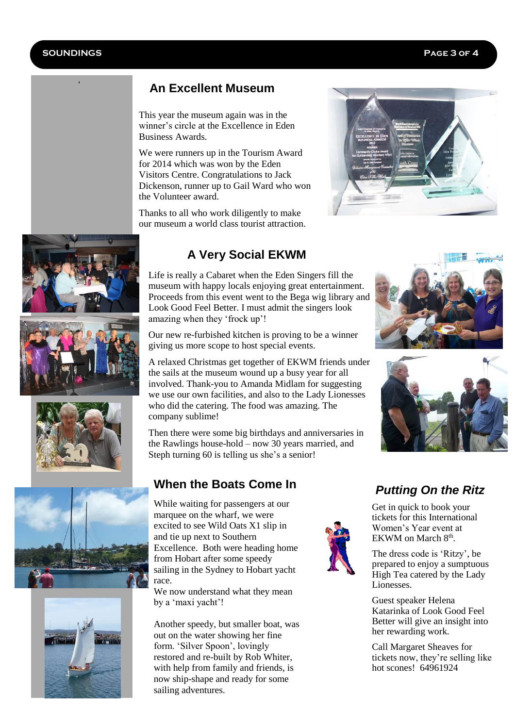## An Excellent Museum

This year the museum again was in the winner's circle at the Excellence in Eden Business Awards.

We were runners up in the Tourism Award for 2014 which was won by the Eden Visitors Centre. Congratulations to Jack Dickenson, runner up to Gail Ward who won the Volunteer award.

Thanks to all who work diligently to make our museum a world class tourist attraction.

## A Very Social EKWM

Life is really a Cabaret when the Eden Singers fill the museum with happy locals enjoying great entertainment. Proceeds from this event went to the Bega wig library and Look Good Feel Better. I must admit the singers look amazing when they 'frock up'!

Our new re-furbished kitchen is proving to be a winner giving us more scope to host special events.

A relaxed Christmas get together of EKWM friends under the sails at the museum wound up a busy year for all involved. Thank-you to Amanda Midlam for suggesting we use our own facilities, and also to the Lady Lionesses who did the catering. The food was amazing. The company sublime!

Then there were some big birthdays and anniversaries in the Rawlings house-hold – now 30 years married, and Steph turning 60 is telling us she's a senior!

## When the Boats Come In

While waiting for passengers at our marquee on the wharf, we were excited to see Wild Oats X1 slip in and tie up next to Southern Excellence. Both were heading home from Hobart after some speedy sailing in the Sydney to Hobart yacht race.
We now understand what they mean by a 'maxi yacht'!

Another speedy, but smaller boat, was out on the water showing her fine form. 'Silver Spoon', lovingly restored and re-built by Rob Whiter, with help from family and friends, is now ship-shape and ready for some sailing adventures.

## *Putting On the Ritz*

Get in quick to book your tickets for this International Women's Year event at EKWM on March 8th.

The dress code is 'Ritzy', be prepared to enjoy a sumptuous High Tea catered by the Lady Lionesses.

Guest speaker Helena Katarinka of Look Good Feel Better will give an insight into her rewarding work.

Call Margaret Sheaves for tickets now, they're selling like hot scones! 64961924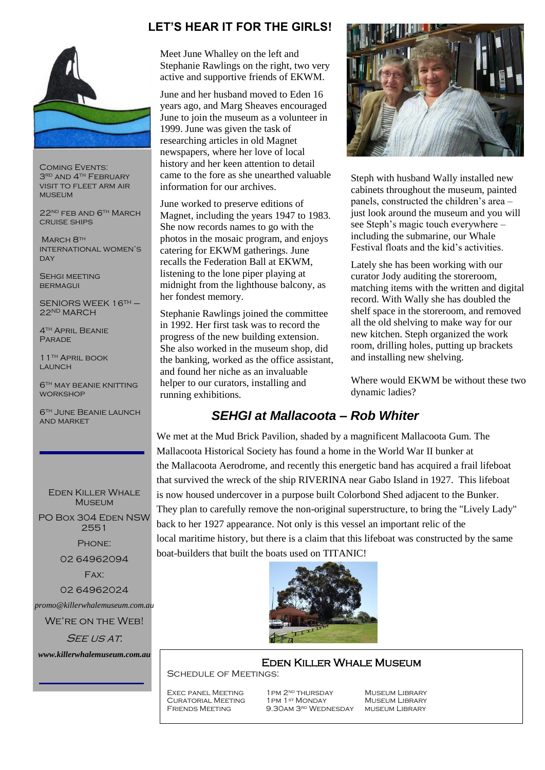## LET'S HEAR IT FOR THE GIRLS!

Meet June Whalley on the left and Stephanie Rawlings on the right, two very active and supportive friends of EKWM.

June and her husband moved to Eden 16 years ago, and Marg Sheaves encouraged June to join the museum as a volunteer in 1999. June was given the task of researching articles in old Magnet newspapers, where her love of local history and her keen attention to detail came to the fore as she unearthed valuable information for our archives.

June worked to preserve editions of Magnet, including the years 1947 to 1983. She now records names to go with the photos in the mosaic program, and enjoys catering for EKWM gatherings. June recalls the Federation Ball at EKWM, listening to the lone piper playing at midnight from the lighthouse balcony, as her fondest memory.

Stephanie Rawlings joined the committee in 1992. Her first task was to record the progress of the new building extension. She also worked in the museum shop, did the banking, worked as the office assistant, and found her niche as an invaluable helper to our curators, installing and running exhibitions.

Steph with husband Wally installed new cabinets throughout the museum, painted panels, constructed the children's area – just look around the museum and you will see Steph's magic touch everywhere – including the submarine, our Whale Festival floats and the kid's activities.

Lately she has been working with our curator Jody auditing the storeroom, matching items with the written and digital record. With Wally she has doubled the shelf space in the storeroom, and removed all the old shelving to make way for our new kitchen. Steph organized the work room, drilling holes, putting up brackets and installing new shelving.

Where would EKWM be without these two dynamic ladies?

## *SEHGI at Mallacoota – Rob Whiter*

We met at the Mud Brick Pavilion, shaded by a magnificent Mallacoota Gum. The Mallacoota Historical Society has found a home in the World War II bunker at the Mallacoota Aerodrome, and recently this energetic band has acquired a frail lifeboat that survived the wreck of the ship RIVERINA near Gabo Island in 1927. This lifeboat is now housed undercover in a purpose built Colorbond Shed adjacent to the Bunker. They plan to carefully remove the non-original superstructure, to bring the "Lively Lady" back to her 1927 appearance. Not only is this vessel an important relic of the local maritime history, but there is a claim that this lifeboat was constructed by the same boat-builders that built the boats used on TITANIC!

### Coming Events:

3RD and 4TH February visit to Fleet Arm Air Museum

22ND Feb and 6TH March Cruise Ships

March 8TH International Women's Day

SEHGI Meeting Bermagui

Seniors Week 16TH – 22ND March

4TH April Beanie Parade

11TH April Book Launch

6TH May Beanie Knitting Workshop

6TH June Beanie Launch and Market

---

Eden Killer Whale Museum

PO Box 304 Eden NSW 2551

Phone:

02 64962094

Fax:

02 64962024

*promo@killerwhalemuseum.com.au*

We're on the Web!

*See us at:*

***www.killerwhalemuseum.com.au***

---

### Eden Killer Whale Museum

Schedule of Meetings:

| | | |
|---|---|---|
| Exec Panel Meeting | 1pm 2nd Thursday | Museum Library |
| Curatorial Meeting | 1pm 1st Monday | Museum Library |
| Friends Meeting | 9.30am 3rd Wednesday | Museum Library |